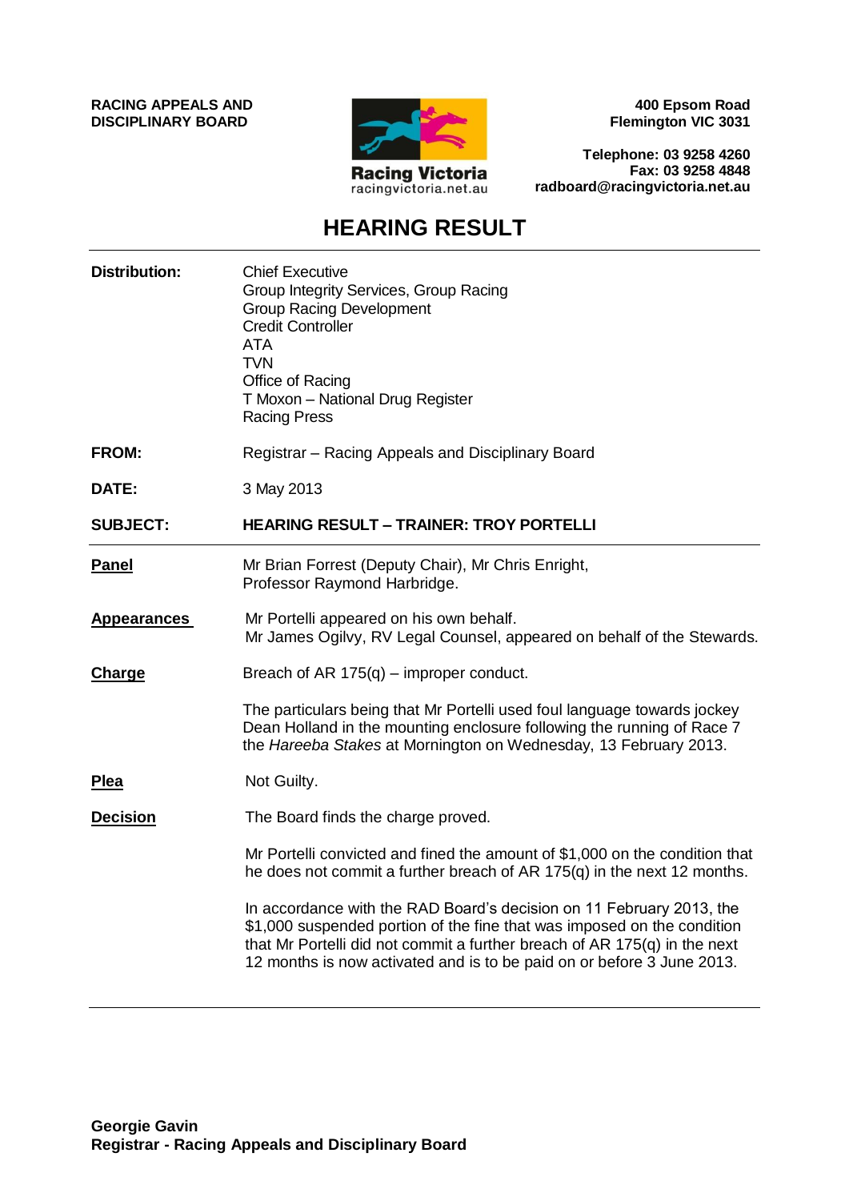**RACING APPEALS AND DISCIPLINARY BOARD**

Racing Victoria
racingvictoria.net.au

**400 Epsom Road**
**Flemington VIC 3031**

**Telephone: 03 9258 4260**
**Fax: 03 9258 4848**
**radboard@racingvictoria.net.au**

# HEARING RESULT

**Distribution:**
Chief Executive
Group Integrity Services, Group Racing
Group Racing Development
Credit Controller
ATA
TVN
Office of Racing
T Moxon – National Drug Register
Racing Press

**FROM:** Registrar – Racing Appeals and Disciplinary Board

**DATE:** 3 May 2013

**SUBJECT:** **HEARING RESULT – TRAINER: TROY PORTELLI**

**Panel**
Mr Brian Forrest (Deputy Chair), Mr Chris Enright, Professor Raymond Harbridge.

**Appearances**
Mr Portelli appeared on his own behalf.
Mr James Ogilvy, RV Legal Counsel, appeared on behalf of the Stewards.

**Charge**
Breach of AR 175(q) – improper conduct.

The particulars being that Mr Portelli used foul language towards jockey Dean Holland in the mounting enclosure following the running of Race 7 the *Hareeba Stakes* at Mornington on Wednesday, 13 February 2013.

**Plea**
Not Guilty.

**Decision**
The Board finds the charge proved.

Mr Portelli convicted and fined the amount of $1,000 on the condition that he does not commit a further breach of AR 175(q) in the next 12 months.

In accordance with the RAD Board's decision on 11 February 2013, the $1,000 suspended portion of the fine that was imposed on the condition that Mr Portelli did not commit a further breach of AR 175(q) in the next 12 months is now activated and is to be paid on or before 3 June 2013.

**Georgie Gavin**
**Registrar - Racing Appeals and Disciplinary Board**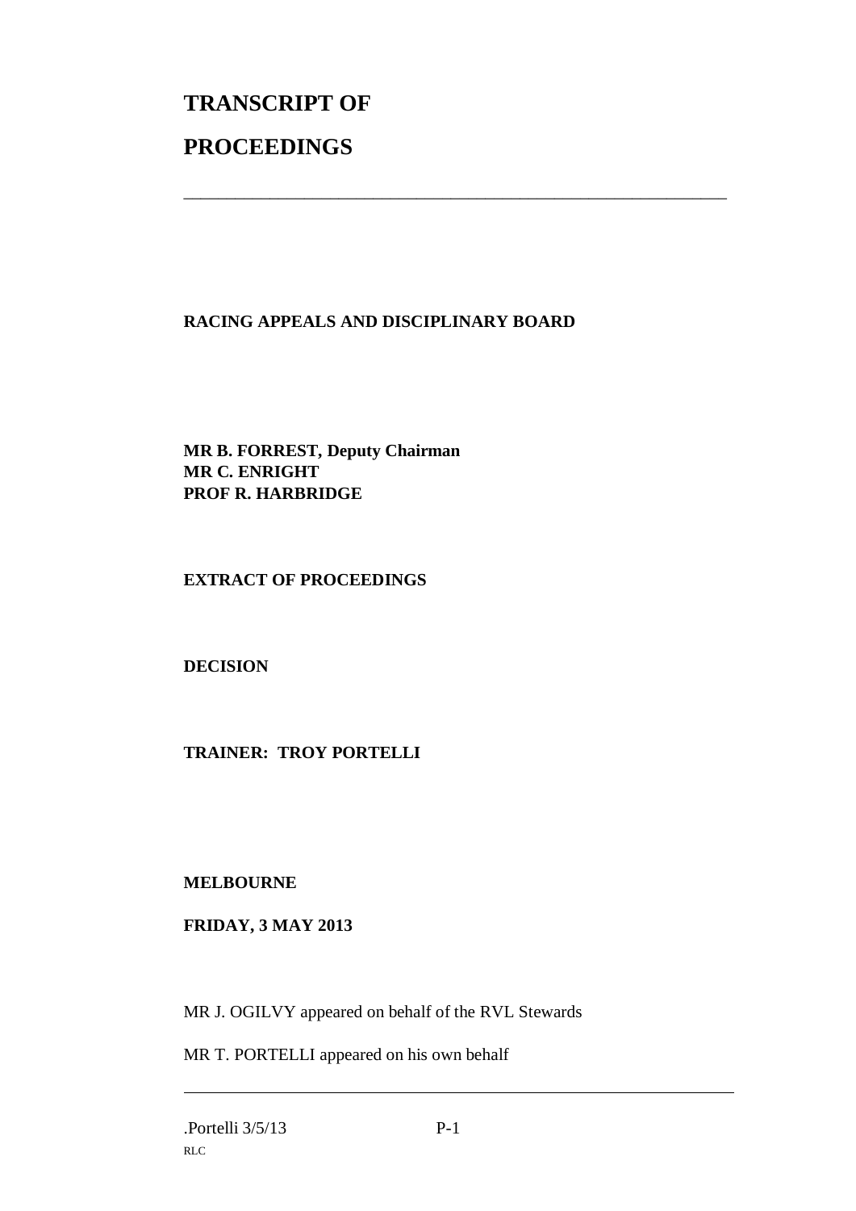# TRANSCRIPT OF

# PROCEEDINGS

---

**RACING APPEALS AND DISCIPLINARY BOARD**

**MR B. FORREST, Deputy Chairman**
**MR C. ENRIGHT**
**PROF R. HARBRIDGE**

**EXTRACT OF PROCEEDINGS**

**DECISION**

**TRAINER: TROY PORTELLI**

**MELBOURNE**

**FRIDAY, 3 MAY 2013**

MR J. OGILVY appeared on behalf of the RVL Stewards

MR T. PORTELLI appeared on his own behalf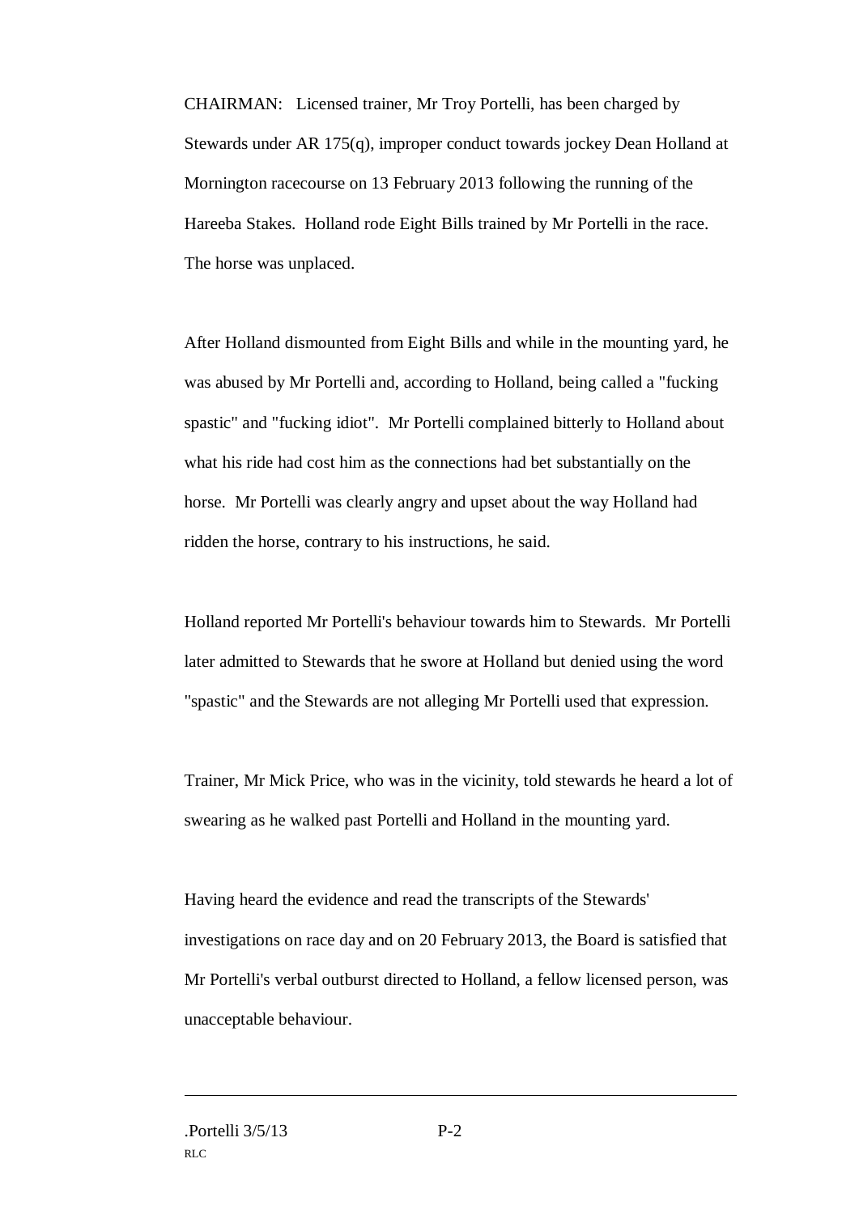CHAIRMAN: Licensed trainer, Mr Troy Portelli, has been charged by Stewards under AR 175(q), improper conduct towards jockey Dean Holland at Mornington racecourse on 13 February 2013 following the running of the Hareeba Stakes. Holland rode Eight Bills trained by Mr Portelli in the race. The horse was unplaced.

After Holland dismounted from Eight Bills and while in the mounting yard, he was abused by Mr Portelli and, according to Holland, being called a "fucking spastic" and "fucking idiot". Mr Portelli complained bitterly to Holland about what his ride had cost him as the connections had bet substantially on the horse. Mr Portelli was clearly angry and upset about the way Holland had ridden the horse, contrary to his instructions, he said.

Holland reported Mr Portelli's behaviour towards him to Stewards. Mr Portelli later admitted to Stewards that he swore at Holland but denied using the word "spastic" and the Stewards are not alleging Mr Portelli used that expression.

Trainer, Mr Mick Price, who was in the vicinity, told stewards he heard a lot of swearing as he walked past Portelli and Holland in the mounting yard.

Having heard the evidence and read the transcripts of the Stewards' investigations on race day and on 20 February 2013, the Board is satisfied that Mr Portelli's verbal outburst directed to Holland, a fellow licensed person, was unacceptable behaviour.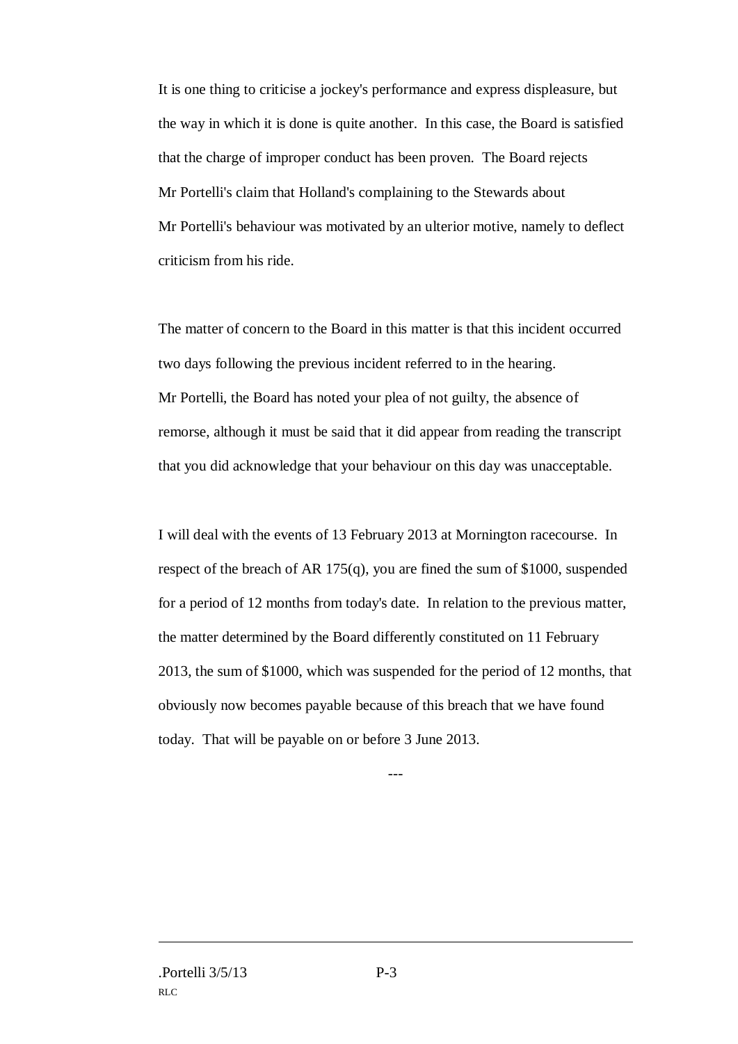It is one thing to criticise a jockey's performance and express displeasure, but the way in which it is done is quite another. In this case, the Board is satisfied that the charge of improper conduct has been proven. The Board rejects Mr Portelli's claim that Holland's complaining to the Stewards about Mr Portelli's behaviour was motivated by an ulterior motive, namely to deflect criticism from his ride.

The matter of concern to the Board in this matter is that this incident occurred two days following the previous incident referred to in the hearing. Mr Portelli, the Board has noted your plea of not guilty, the absence of remorse, although it must be said that it did appear from reading the transcript that you did acknowledge that your behaviour on this day was unacceptable.

I will deal with the events of 13 February 2013 at Mornington racecourse. In respect of the breach of AR 175(q), you are fined the sum of $1000, suspended for a period of 12 months from today's date. In relation to the previous matter, the matter determined by the Board differently constituted on 11 February 2013, the sum of $1000, which was suspended for the period of 12 months, that obviously now becomes payable because of this breach that we have found today. That will be payable on or before 3 June 2013.

---